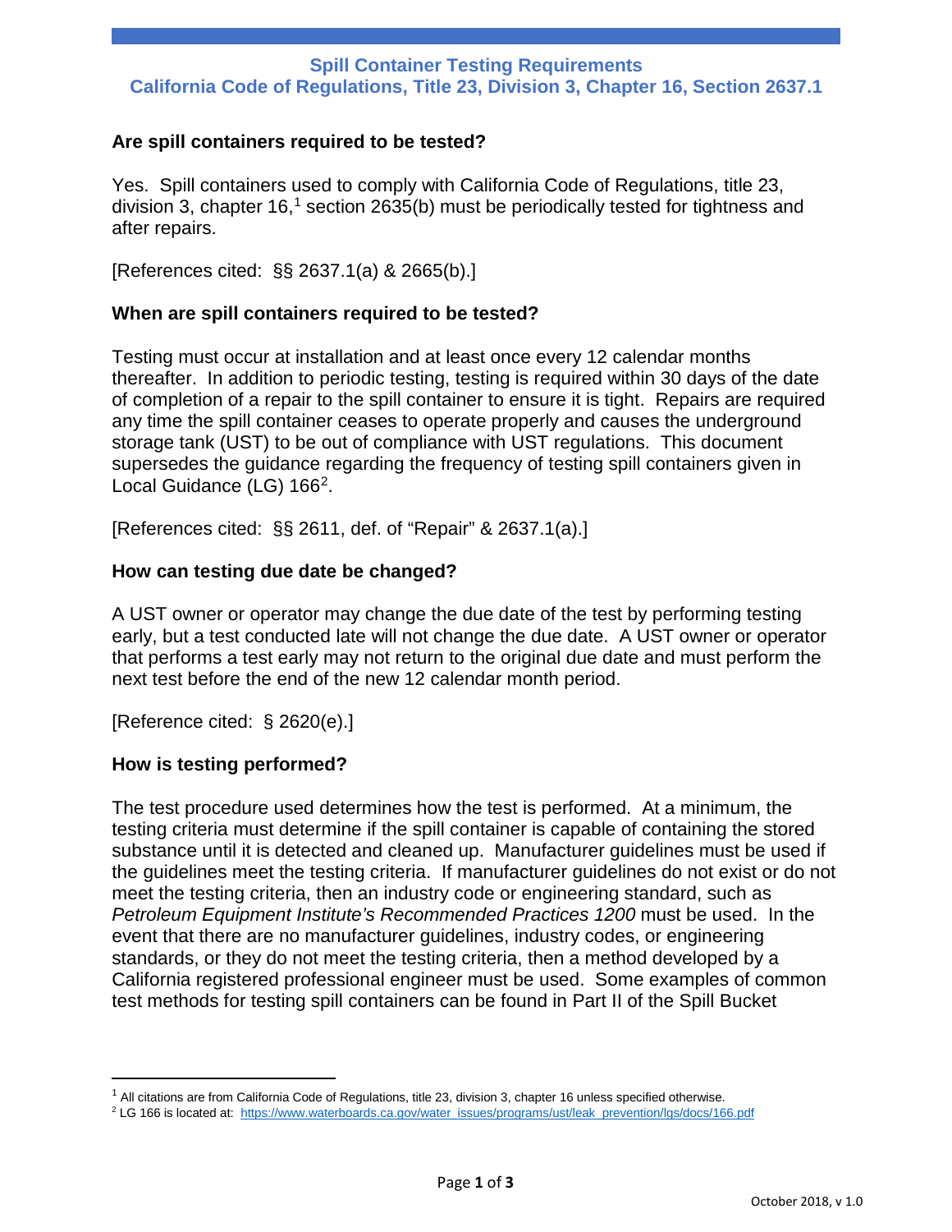# Spill Container Testing Requirements
# California Code of Regulations, Title 23, Division 3, Chapter 16, Section 2637.1

## Are spill containers required to be tested?

Yes. Spill containers used to comply with California Code of Regulations, title 23, division 3, chapter 16,[1] section 2635(b) must be periodically tested for tightness and after repairs.

[References cited: §§ 2637.1(a) & 2665(b).]

## When are spill containers required to be tested?

Testing must occur at installation and at least once every 12 calendar months thereafter. In addition to periodic testing, testing is required within 30 days of the date of completion of a repair to the spill container to ensure it is tight. Repairs are required any time the spill container ceases to operate properly and causes the underground storage tank (UST) to be out of compliance with UST regulations. This document supersedes the guidance regarding the frequency of testing spill containers given in Local Guidance (LG) 166[2].

[References cited: §§ 2611, def. of "Repair" & 2637.1(a).]

## How can testing due date be changed?

A UST owner or operator may change the due date of the test by performing testing early, but a test conducted late will not change the due date. A UST owner or operator that performs a test early may not return to the original due date and must perform the next test before the end of the new 12 calendar month period.

[Reference cited: § 2620(e).]

## How is testing performed?

The test procedure used determines how the test is performed. At a minimum, the testing criteria must determine if the spill container is capable of containing the stored substance until it is detected and cleaned up. Manufacturer guidelines must be used if the guidelines meet the testing criteria. If manufacturer guidelines do not exist or do not meet the testing criteria, then an industry code or engineering standard, such as *Petroleum Equipment Institute's Recommended Practices 1200* must be used. In the event that there are no manufacturer guidelines, industry codes, or engineering standards, or they do not meet the testing criteria, then a method developed by a California registered professional engineer must be used. Some examples of common test methods for testing spill containers can be found in Part II of the Spill Bucket

---

[1] All citations are from California Code of Regulations, title 23, division 3, chapter 16 unless specified otherwise.

[2] LG 166 is located at: https://www.waterboards.ca.gov/water_issues/programs/ust/leak_prevention/lgs/docs/166.pdf

October 2018, v 1.0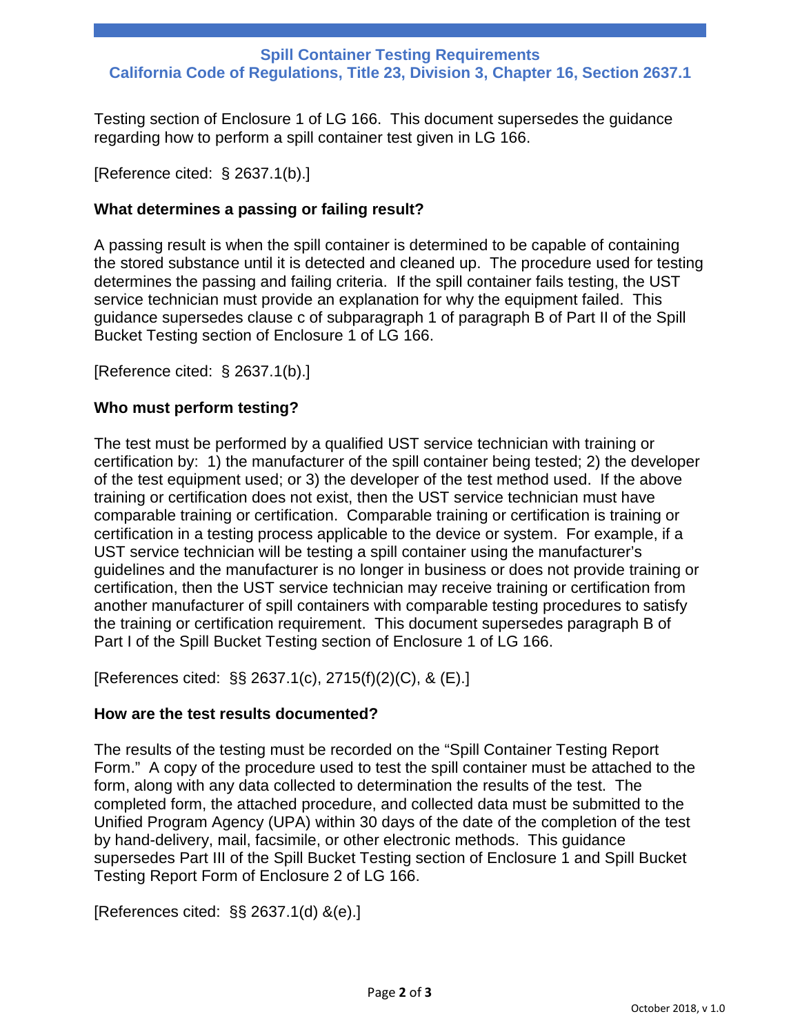Testing section of Enclosure 1 of LG 166. This document supersedes the guidance regarding how to perform a spill container test given in LG 166.

[Reference cited: § 2637.1(b).]

### What determines a passing or failing result?

A passing result is when the spill container is determined to be capable of containing the stored substance until it is detected and cleaned up. The procedure used for testing determines the passing and failing criteria. If the spill container fails testing, the UST service technician must provide an explanation for why the equipment failed. This guidance supersedes clause c of subparagraph 1 of paragraph B of Part II of the Spill Bucket Testing section of Enclosure 1 of LG 166.

[Reference cited: § 2637.1(b).]

### Who must perform testing?

The test must be performed by a qualified UST service technician with training or certification by: 1) the manufacturer of the spill container being tested; 2) the developer of the test equipment used; or 3) the developer of the test method used. If the above training or certification does not exist, then the UST service technician must have comparable training or certification. Comparable training or certification is training or certification in a testing process applicable to the device or system. For example, if a UST service technician will be testing a spill container using the manufacturer's guidelines and the manufacturer is no longer in business or does not provide training or certification, then the UST service technician may receive training or certification from another manufacturer of spill containers with comparable testing procedures to satisfy the training or certification requirement. This document supersedes paragraph B of Part I of the Spill Bucket Testing section of Enclosure 1 of LG 166.

[References cited: §§ 2637.1(c), 2715(f)(2)(C), & (E).]

### How are the test results documented?

The results of the testing must be recorded on the "Spill Container Testing Report Form." A copy of the procedure used to test the spill container must be attached to the form, along with any data collected to determination the results of the test. The completed form, the attached procedure, and collected data must be submitted to the Unified Program Agency (UPA) within 30 days of the date of the completion of the test by hand-delivery, mail, facsimile, or other electronic methods. This guidance supersedes Part III of the Spill Bucket Testing section of Enclosure 1 and Spill Bucket Testing Report Form of Enclosure 2 of LG 166.

[References cited: §§ 2637.1(d) &(e).]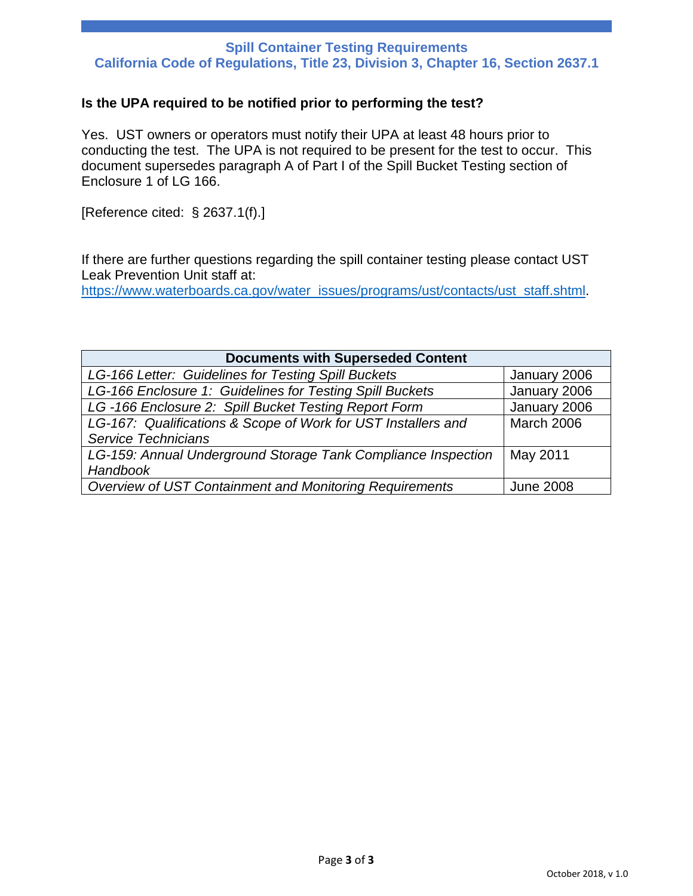### Is the UPA required to be notified prior to performing the test?

Yes. UST owners or operators must notify their UPA at least 48 hours prior to conducting the test. The UPA is not required to be present for the test to occur. This document supersedes paragraph A of Part I of the Spill Bucket Testing section of Enclosure 1 of LG 166.

[Reference cited: § 2637.1(f).]

If there are further questions regarding the spill container testing please contact UST Leak Prevention Unit staff at: [https://www.waterboards.ca.gov/water_issues/programs/ust/contacts/ust_staff.shtml](https://www.waterboards.ca.gov/water_issues/programs/ust/contacts/ust_staff.shtml).

| **Documents with Superseded Content** | |
|---|---|
| *LG-166 Letter: Guidelines for Testing Spill Buckets* | January 2006 |
| *LG-166 Enclosure 1: Guidelines for Testing Spill Buckets* | January 2006 |
| *LG -166 Enclosure 2: Spill Bucket Testing Report Form* | January 2006 |
| *LG-167: Qualifications & Scope of Work for UST Installers and Service Technicians* | March 2006 |
| *LG-159: Annual Underground Storage Tank Compliance Inspection Handbook* | May 2011 |
| *Overview of UST Containment and Monitoring Requirements* | June 2008 |